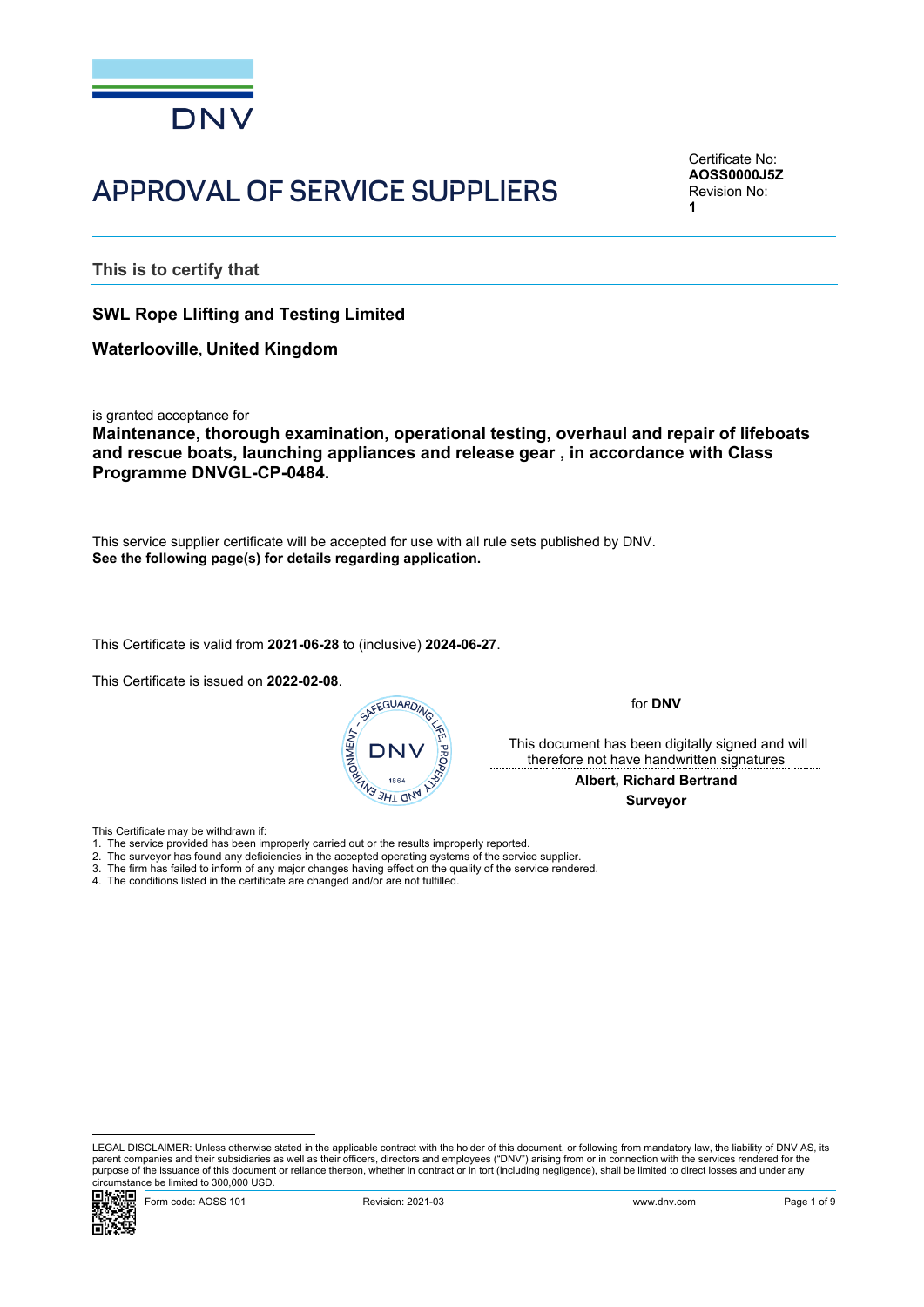DNV

# APPROVAL OF SERVICE SUPPLIERS

Certificate No:
**AOSS0000J5Z**
Revision No:
**1**

## This is to certify that

**SWL Rope Llifting and Testing Limited**

**Waterlooville, United Kingdom**

is granted acceptance for
**Maintenance, thorough examination, operational testing, overhaul and repair of lifeboats and rescue boats, launching appliances and release gear , in accordance with Class Programme DNVGL-CP-0484.**

This service supplier certificate will be accepted for use with all rule sets published by DNV.
**See the following page(s) for details regarding application.**

This Certificate is valid from **2021-06-28** to (inclusive) **2024-06-27**.

This Certificate is issued on **2022-02-08**.

for **DNV**

This document has been digitally signed and will therefore not have handwritten signatures

**Albert, Richard Bertrand**
**Surveyor**

This Certificate may be withdrawn if:

1. The service provided has been improperly carried out or the results improperly reported.
2. The surveyor has found any deficiencies in the accepted operating systems of the service supplier.
3. The firm has failed to inform of any major changes having effect on the quality of the service rendered.
4. The conditions listed in the certificate are changed and/or are not fulfilled.

LEGAL DISCLAIMER: Unless otherwise stated in the applicable contract with the holder of this document, or following from mandatory law, the liability of DNV AS, its parent companies and their subsidiaries as well as their officers, directors and employees ("DNV") arising from or in connection with the services rendered for the purpose of the issuance of this document or reliance thereon, whether in contract or in tort (including negligence), shall be limited to direct losses and under any circumstance be limited to 300,000 USD.

Form code: AOSS 101 Revision: 2021-03 www.dnv.com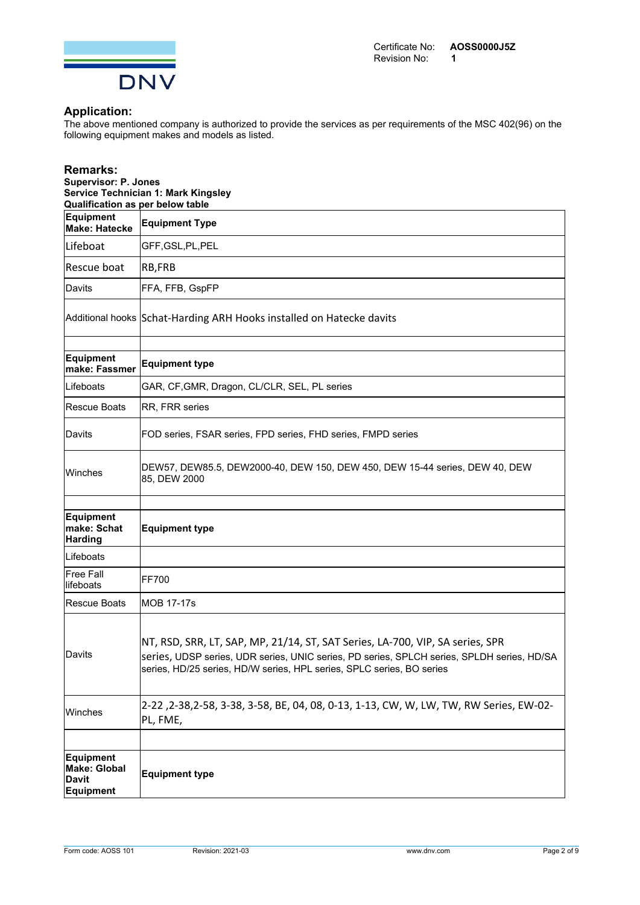Certificate No: **AOSS0000J5Z**
Revision No: **1**

## Application:

The above mentioned company is authorized to provide the services as per requirements of the MSC 402(96) on the following equipment makes and models as listed.

## Remarks:

**Supervisor: P. Jones**
**Service Technician 1: Mark Kingsley**
**Qualification as per below table**

| **Equipment Make: Hatecke** | **Equipment Type** |
|---|---|
| Lifeboat | GFF,GSL,PL,PEL |
| Rescue boat | RB,FRB |
| Davits | FFA, FFB, GspFP |
| Additional hooks | Schat-Harding ARH Hooks installed on Hatecke davits |
| | |
| **Equipment make: Fassmer** | **Equipment type** |
| Lifeboats | GAR, CF,GMR, Dragon, CL/CLR, SEL, PL series |
| Rescue Boats | RR, FRR series |
| Davits | FOD series, FSAR series, FPD series, FHD series, FMPD series |
| Winches | DEW57, DEW85.5, DEW2000-40, DEW 150, DEW 450, DEW 15-44 series, DEW 40, DEW 85, DEW 2000 |
| | |
| **Equipment make: Schat Harding** | **Equipment type** |
| Lifeboats | |
| Free Fall lifeboats | FF700 |
| Rescue Boats | MOB 17-17s |
| Davits | NT, RSD, SRR, LT, SAP, MP, 21/14, ST, SAT Series, LA-700, VIP, SA series, SPR series, UDSP series, UDR series, UNIC series, PD series, SPLCH series, SPLDH series, HD/SA series, HD/25 series, HD/W series, HPL series, SPLC series, BO series |
| Winches | 2-22 ,2-38,2-58, 3-38, 3-58, BE, 04, 08, 0-13, 1-13, CW, W, LW, TW, RW Series, EW-02-PL, FME, |
| | |
| **Equipment Make: Global Davit Equipment** | **Equipment type** |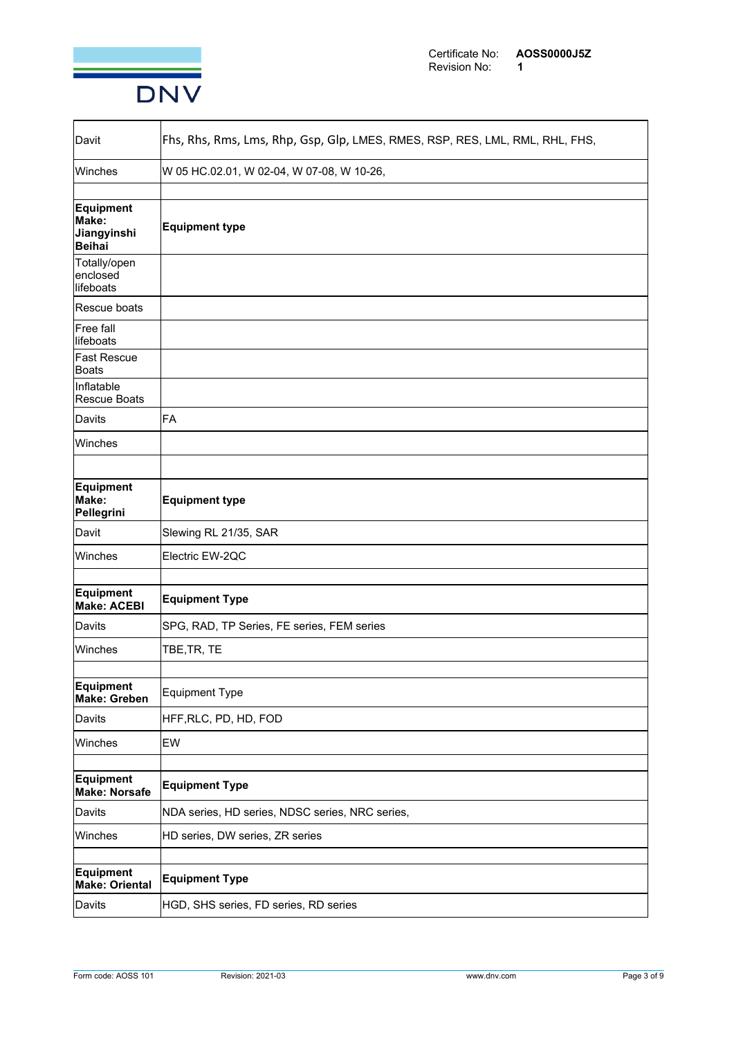| | |
|---|---|
| Davit | Fhs, Rhs, Rms, Lms, Rhp, Gsp, Glp, LMES, RMES, RSP, RES, LML, RML, RHL, FHS, |
| Winches | W 05 HC.02.01, W 02-04, W 07-08, W 10-26, |
| | |
| **Equipment Make: Jiangyinshi Beihai** | **Equipment type** |
| Totally/open enclosed lifeboats | |
| Rescue boats | |
| Free fall lifeboats | |
| Fast Rescue Boats | |
| Inflatable Rescue Boats | |
| Davits | FA |
| Winches | |
| | |
| **Equipment Make: Pellegrini** | **Equipment type** |
| Davit | Slewing RL 21/35, SAR |
| Winches | Electric EW-2QC |
| | |
| **Equipment Make: ACEBI** | **Equipment Type** |
| Davits | SPG, RAD, TP Series, FE series, FEM series |
| Winches | TBE,TR, TE |
| | |
| **Equipment Make: Greben** | Equipment Type |
| Davits | HFF,RLC, PD, HD, FOD |
| Winches | EW |
| | |
| **Equipment Make: Norsafe** | **Equipment Type** |
| Davits | NDA series, HD series, NDSC series, NRC series, |
| Winches | HD series, DW series, ZR series |
| | |
| **Equipment Make: Oriental** | **Equipment Type** |
| Davits | HGD, SHS series, FD series, RD series |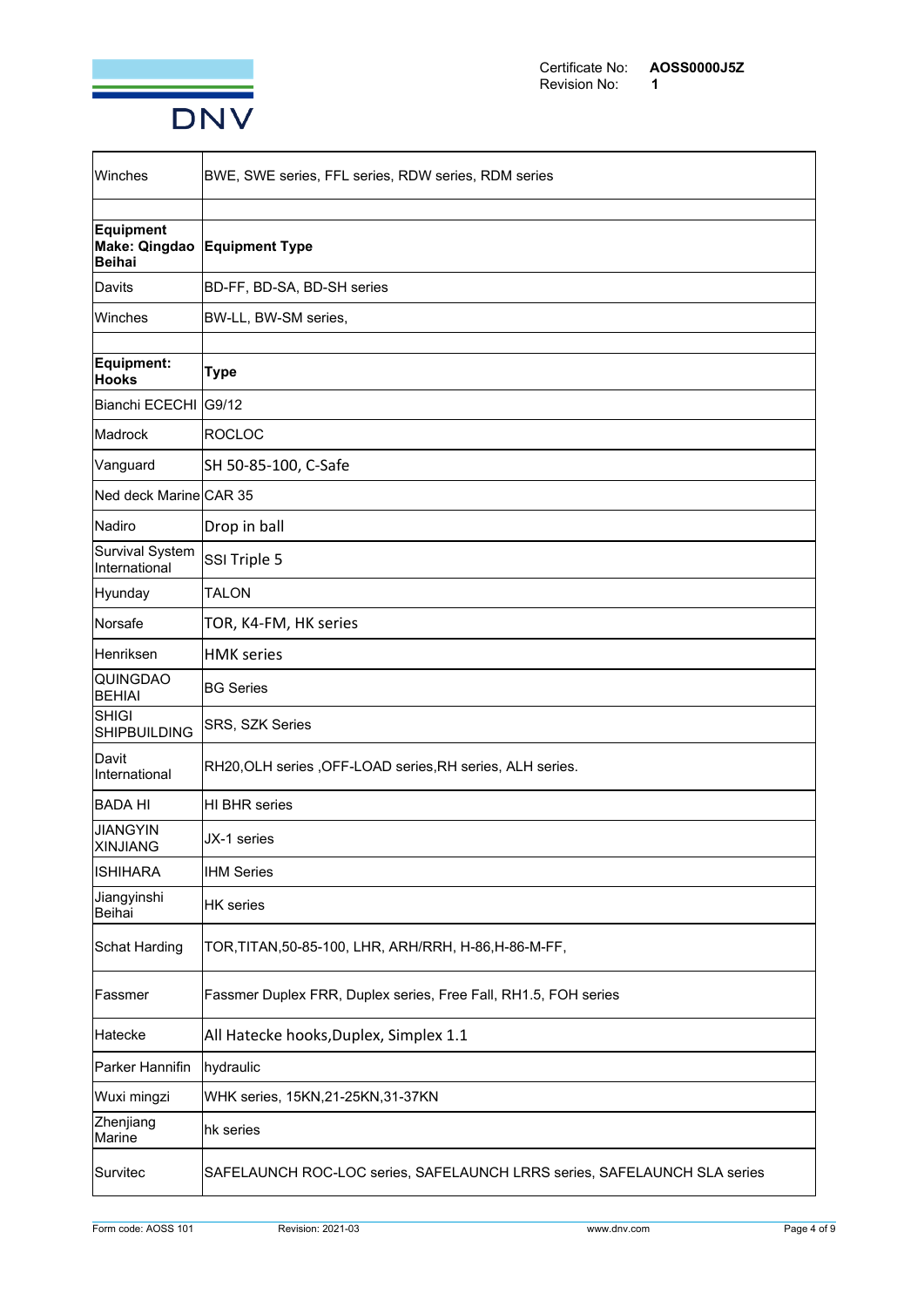| Winches | BWE, SWE series, FFL series, RDW series, RDM series |
|---|---|
| | |
| **Equipment Make: Qingdao Beihai** | **Equipment Type** |
| Davits | BD-FF, BD-SA, BD-SH series |
| Winches | BW-LL, BW-SM series, |
| | |
| **Equipment: Hooks** | **Type** |
| Bianchi ECECHI | G9/12 |
| Madrock | ROCLOC |
| Vanguard | SH 50-85-100, C-Safe |
| Ned deck Marine | CAR 35 |
| Nadiro | Drop in ball |
| Survival System International | SSI Triple 5 |
| Hyunday | TALON |
| Norsafe | TOR, K4-FM, HK series |
| Henriksen | HMK series |
| QUINGDAO BEHIAI | BG Series |
| SHIGI SHIPBUILDING | SRS, SZK Series |
| Davit International | RH20,OLH series ,OFF-LOAD series,RH series, ALH series. |
| BADA HI | HI BHR series |
| JIANGYIN XINJIANG | JX-1 series |
| ISHIHARA | IHM Series |
| Jiangyinshi Beihai | HK series |
| Schat Harding | TOR,TITAN,50-85-100, LHR, ARH/RRH, H-86,H-86-M-FF, |
| Fassmer | Fassmer Duplex FRR, Duplex series, Free Fall, RH1.5, FOH series |
| Hatecke | All Hatecke hooks,Duplex, Simplex 1.1 |
| Parker Hannifin | hydraulic |
| Wuxi mingzi | WHK series, 15KN,21-25KN,31-37KN |
| Zhenjiang Marine | hk series |
| Survitec | SAFELAUNCH ROC-LOC series, SAFELAUNCH LRRS series, SAFELAUNCH SLA series |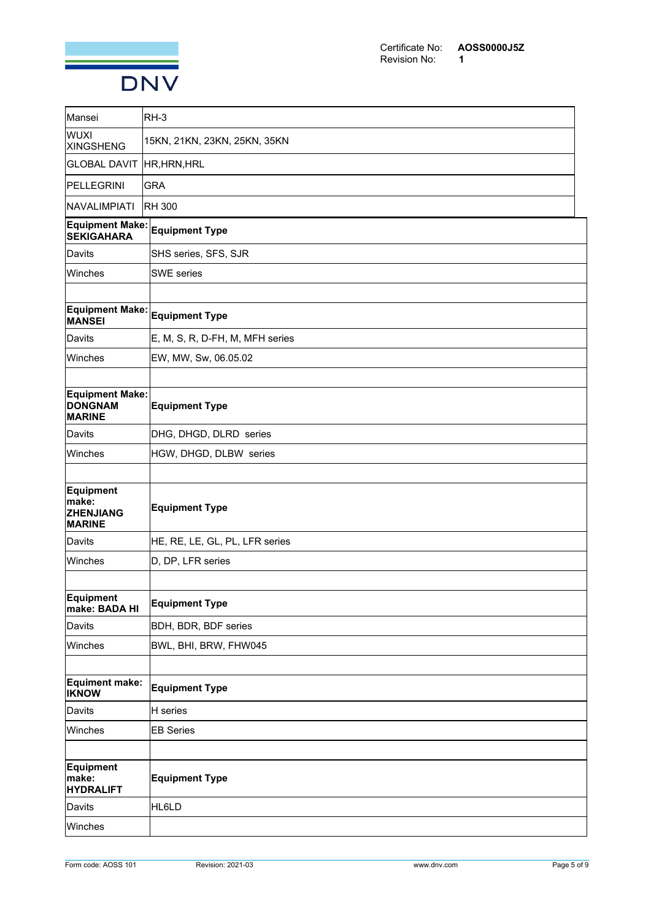| | |
|---|---|
| Mansei | RH-3 |
| WUXI XINGSHENG | 15KN, 21KN, 23KN, 25KN, 35KN |
| GLOBAL DAVIT | HR,HRN,HRL |
| PELLEGRINI | GRA |
| NAVALIMPIATI | RH 300 |

| **Equipment Make: SEKIGAHARA** | **Equipment Type** |
|---|---|
| Davits | SHS series, SFS, SJR |
| Winches | SWE series |
| | |

| **Equipment Make: MANSEI** | **Equipment Type** |
|---|---|
| Davits | E, M, S, R, D-FH, M, MFH series |
| Winches | EW, MW, Sw, 06.05.02 |
| | |

| **Equipment Make: DONGNAM MARINE** | **Equipment Type** |
|---|---|
| Davits | DHG, DHGD, DLRD series |
| Winches | HGW, DHGD, DLBW series |
| | |

| **Equipment make: ZHENJIANG MARINE** | **Equipment Type** |
|---|---|
| Davits | HE, RE, LE, GL, PL, LFR series |
| Winches | D, DP, LFR series |
| | |

| **Equipment make: BADA HI** | **Equipment Type** |
|---|---|
| Davits | BDH, BDR, BDF series |
| Winches | BWL, BHI, BRW, FHW045 |
| | |

| **Equiment make: IKNOW** | **Equipment Type** |
|---|---|
| Davits | H series |
| Winches | EB Series |
| | |

| **Equipment make: HYDRALIFT** | **Equipment Type** |
|---|---|
| Davits | HL6LD |
| Winches | |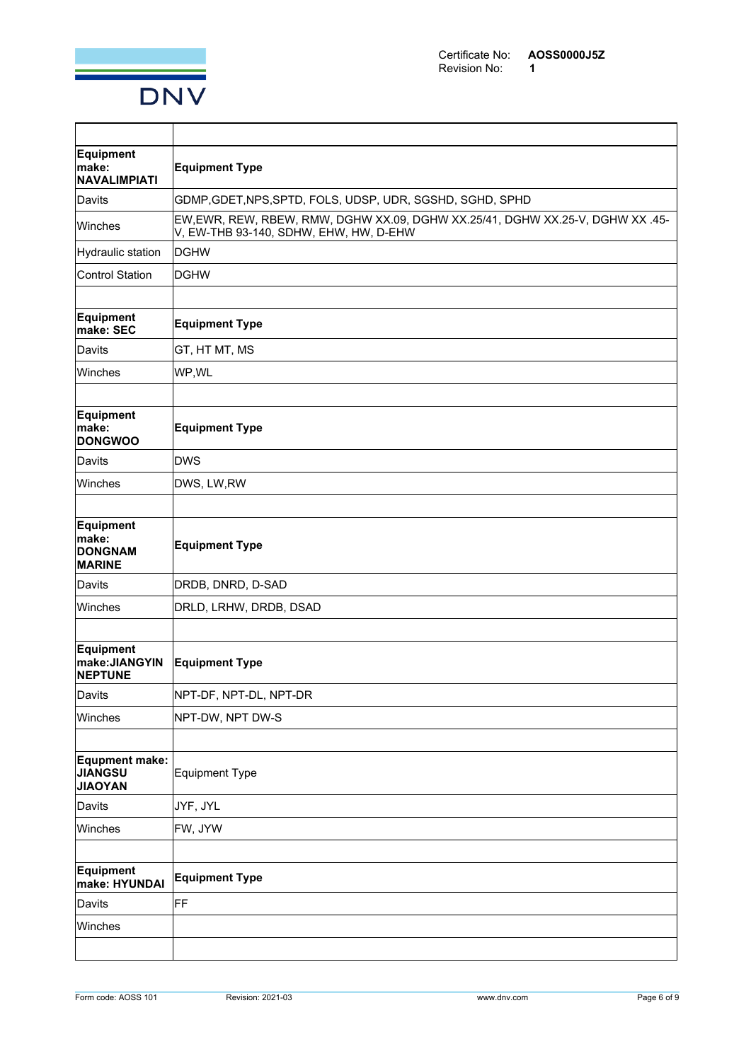| | |
|---|---|
| **Equipment make: NAVALIMPIATI** | **Equipment Type** |
| Davits | GDMP,GDET,NPS,SPTD, FOLS, UDSP, UDR, SGSHD, SGHD, SPHD |
| Winches | EW,EWR, REW, RBEW, RMW, DGHW XX.09, DGHW XX.25/41, DGHW XX.25-V, DGHW XX .45-V, EW-THB 93-140, SDHW, EHW, HW, D-EHW |
| Hydraulic station | DGHW |
| Control Station | DGHW |
| | |
| **Equipment make: SEC** | **Equipment Type** |
| Davits | GT, HT MT, MS |
| Winches | WP,WL |
| | |
| **Equipment make: DONGWOO** | **Equipment Type** |
| Davits | DWS |
| Winches | DWS, LW,RW |
| | |
| **Equipment make: DONGNAM MARINE** | **Equipment Type** |
| Davits | DRDB, DNRD, D-SAD |
| Winches | DRLD, LRHW, DRDB, DSAD |
| | |
| **Equipment make:JIANGYIN NEPTUNE** | **Equipment Type** |
| Davits | NPT-DF, NPT-DL, NPT-DR |
| Winches | NPT-DW, NPT DW-S |
| | |
| **Equpment make: JIANGSU JIAOYAN** | Equipment Type |
| Davits | JYF, JYL |
| Winches | FW, JYW |
| | |
| **Equipment make: HYUNDAI** | **Equipment Type** |
| Davits | FF |
| Winches | |
| | |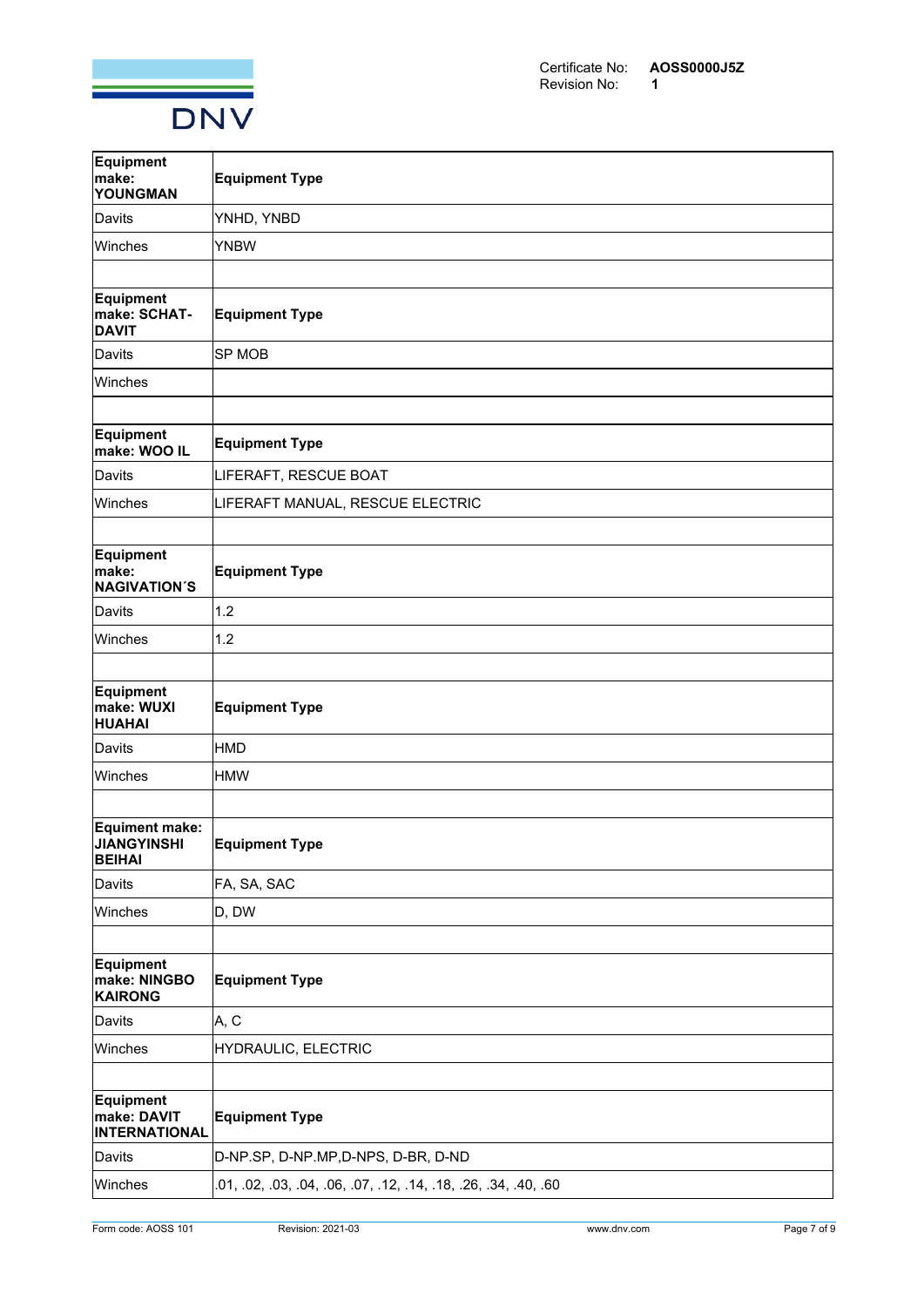| Equipment make: YOUNGMAN | Equipment Type |
|---|---|
| Davits | YNHD, YNBD |
| Winches | YNBW |
| | |
| **Equipment make: SCHAT-DAVIT** | **Equipment Type** |
| Davits | SP MOB |
| Winches | |
| | |
| **Equipment make: WOO IL** | **Equipment Type** |
| Davits | LIFERAFT, RESCUE BOAT |
| Winches | LIFERAFT MANUAL, RESCUE ELECTRIC |
| | |
| **Equipment make: NAGIVATION´S** | **Equipment Type** |
| Davits | 1.2 |
| Winches | 1.2 |
| | |
| **Equipment make: WUXI HUAHAI** | **Equipment Type** |
| Davits | HMD |
| Winches | HMW |
| | |
| **Equiment make: JIANGYINSHI BEIHAI** | **Equipment Type** |
| Davits | FA, SA, SAC |
| Winches | D, DW |
| | |
| **Equipment make: NINGBO KAIRONG** | **Equipment Type** |
| Davits | A, C |
| Winches | HYDRAULIC, ELECTRIC |
| | |
| **Equipment make: DAVIT INTERNATIONAL** | **Equipment Type** |
| Davits | D-NP.SP, D-NP.MP,D-NPS, D-BR, D-ND |
| Winches | .01, .02, .03, .04, .06, .07, .12, .14, .18, .26, .34, .40, .60 |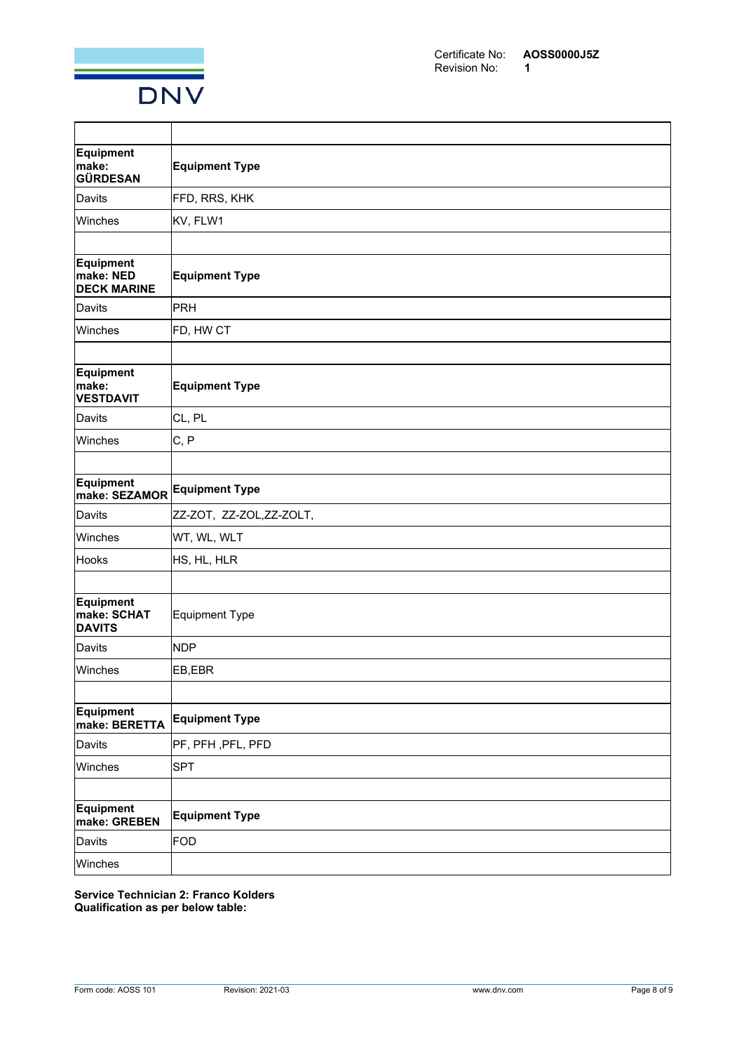Certificate No: **AOSS0000J5Z**
Revision No: **1**

| | |
|---|---|
| **Equipment make: GÜRDESAN** | **Equipment Type** |
| Davits | FFD, RRS, KHK |
| Winches | KV, FLW1 |
| | |
| **Equipment make: NED DECK MARINE** | **Equipment Type** |
| Davits | PRH |
| Winches | FD, HW CT |
| | |
| **Equipment make: VESTDAVIT** | **Equipment Type** |
| Davits | CL, PL |
| Winches | C, P |
| | |
| **Equipment make: SEZAMOR** | **Equipment Type** |
| Davits | ZZ-ZOT, ZZ-ZOL,ZZ-ZOLT, |
| Winches | WT, WL, WLT |
| Hooks | HS, HL, HLR |
| | |
| **Equipment make: SCHAT DAVITS** | Equipment Type |
| Davits | NDP |
| Winches | EB,EBR |
| | |
| **Equipment make: BERETTA** | **Equipment Type** |
| Davits | PF, PFH ,PFL, PFD |
| Winches | SPT |
| | |
| **Equipment make: GREBEN** | **Equipment Type** |
| Davits | FOD |
| Winches | |

**Service Technician 2: Franco Kolders**
**Qualification as per below table:**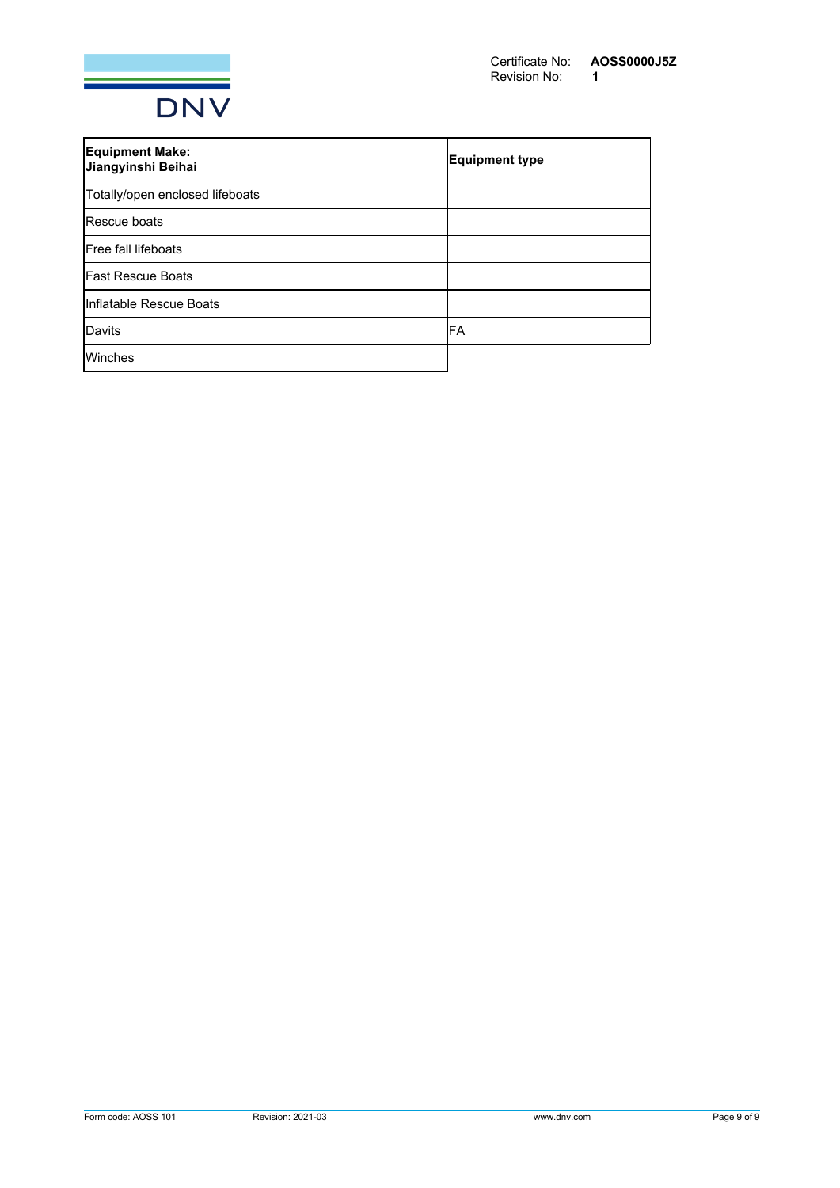| Equipment Make: Jiangyinshi Beihai | Equipment type |
| --- | --- |
| Totally/open enclosed lifeboats | |
| Rescue boats | |
| Free fall lifeboats | |
| Fast Rescue Boats | |
| Inflatable Rescue Boats | |
| Davits | FA |
| Winches | |